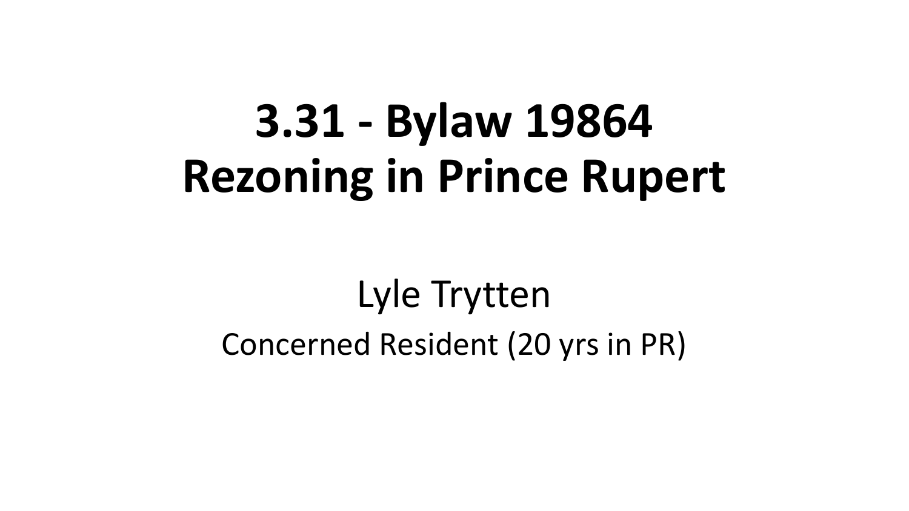# 3.31 - Bylaw 19864
# Rezoning in Prince Rupert

Lyle Trytten

Concerned Resident (20 yrs in PR)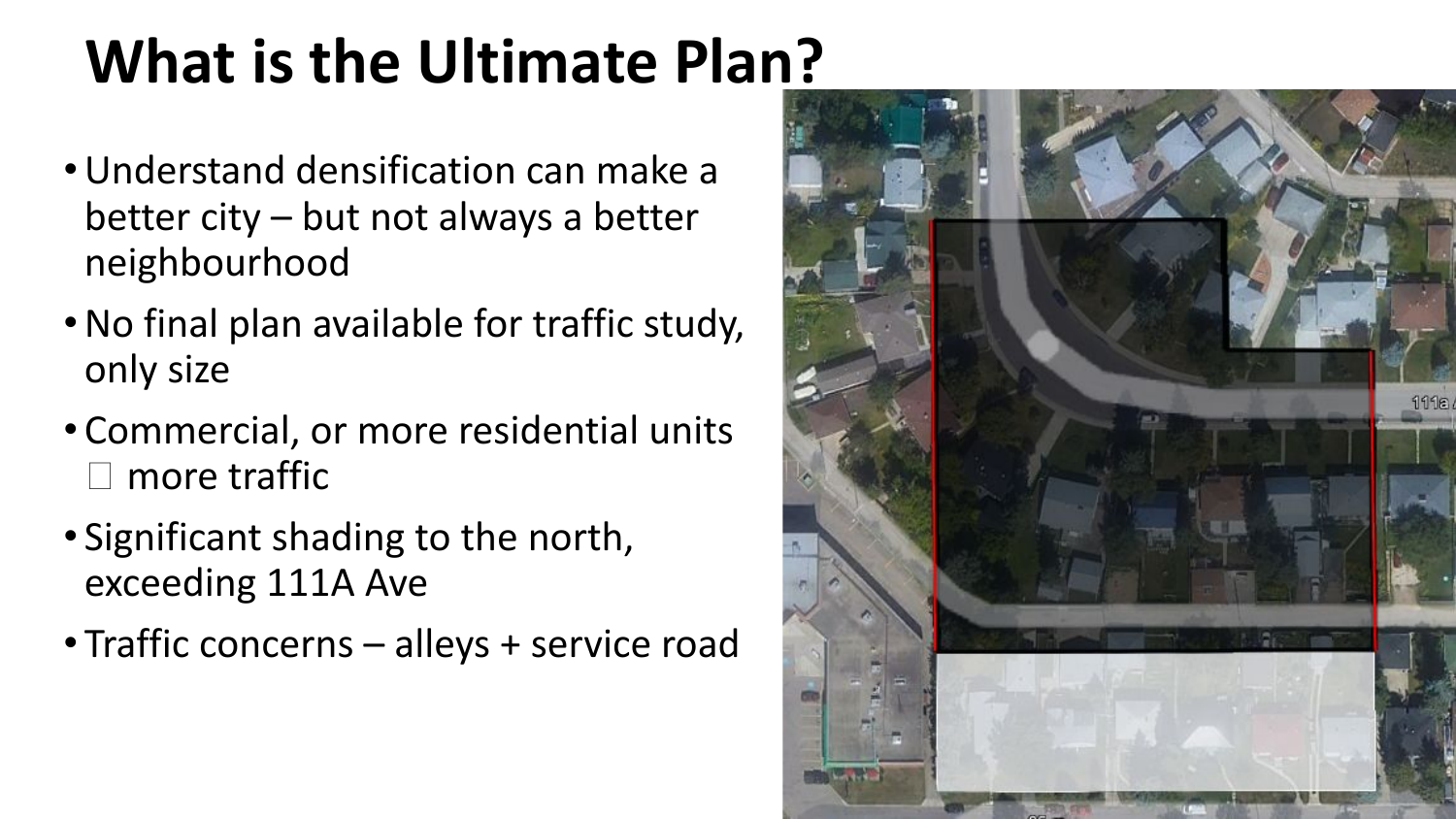# What is the Ultimate Plan?

- Understand densification can make a better city – but not always a better neighbourhood
- No final plan available for traffic study, only size
- Commercial, or more residential units  more traffic
- Significant shading to the north, exceeding 111A Ave
- Traffic concerns – alleys + service road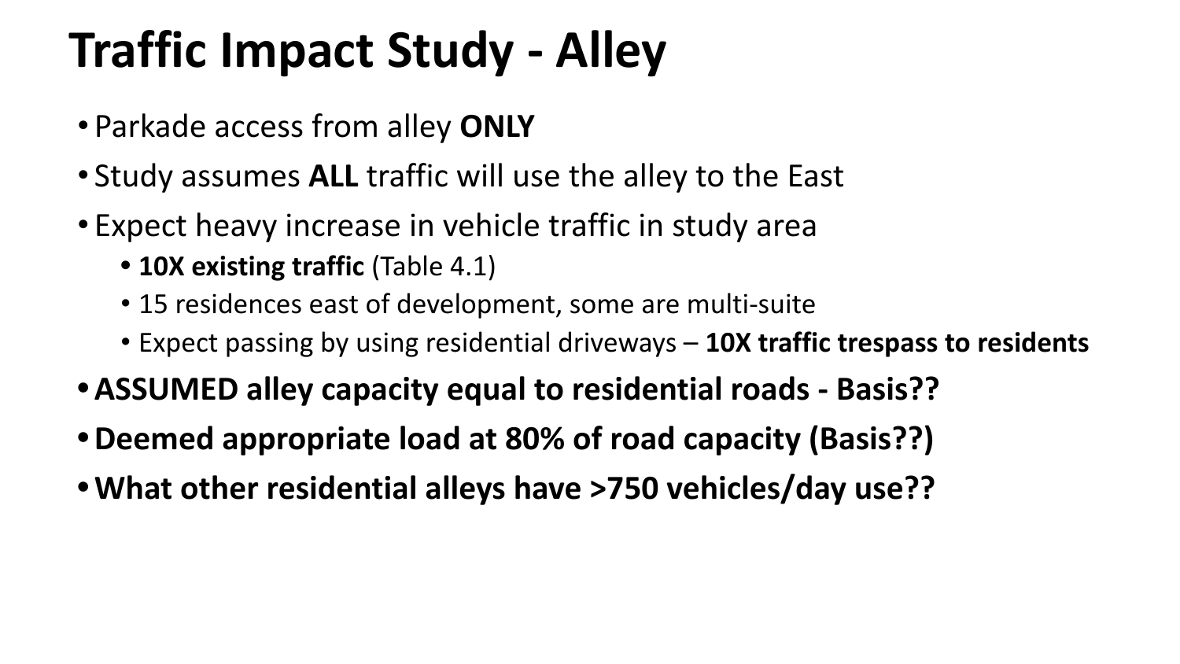# Traffic Impact Study - Alley

- Parkade access from alley **ONLY**
- Study assumes **ALL** traffic will use the alley to the East
- Expect heavy increase in vehicle traffic in study area
  - **10X existing traffic** (Table 4.1)
  - 15 residences east of development, some are multi-suite
  - Expect passing by using residential driveways – **10X traffic trespass to residents**
- **ASSUMED alley capacity equal to residential roads - Basis??**
- **Deemed appropriate load at 80% of road capacity (Basis??)**
- **What other residential alleys have >750 vehicles/day use??**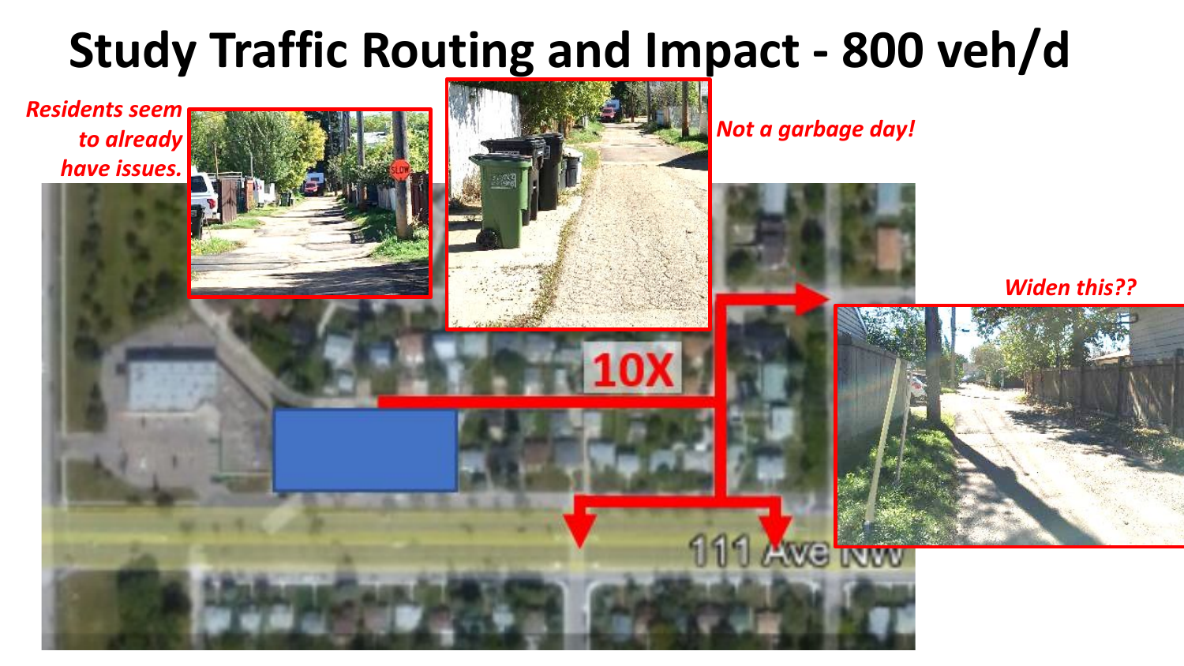# Study Traffic Routing and Impact - 800 veh/d

*Residents seem to already have issues.*

*Not a garbage day!*

*Widen this??*

10X

111 Ave NW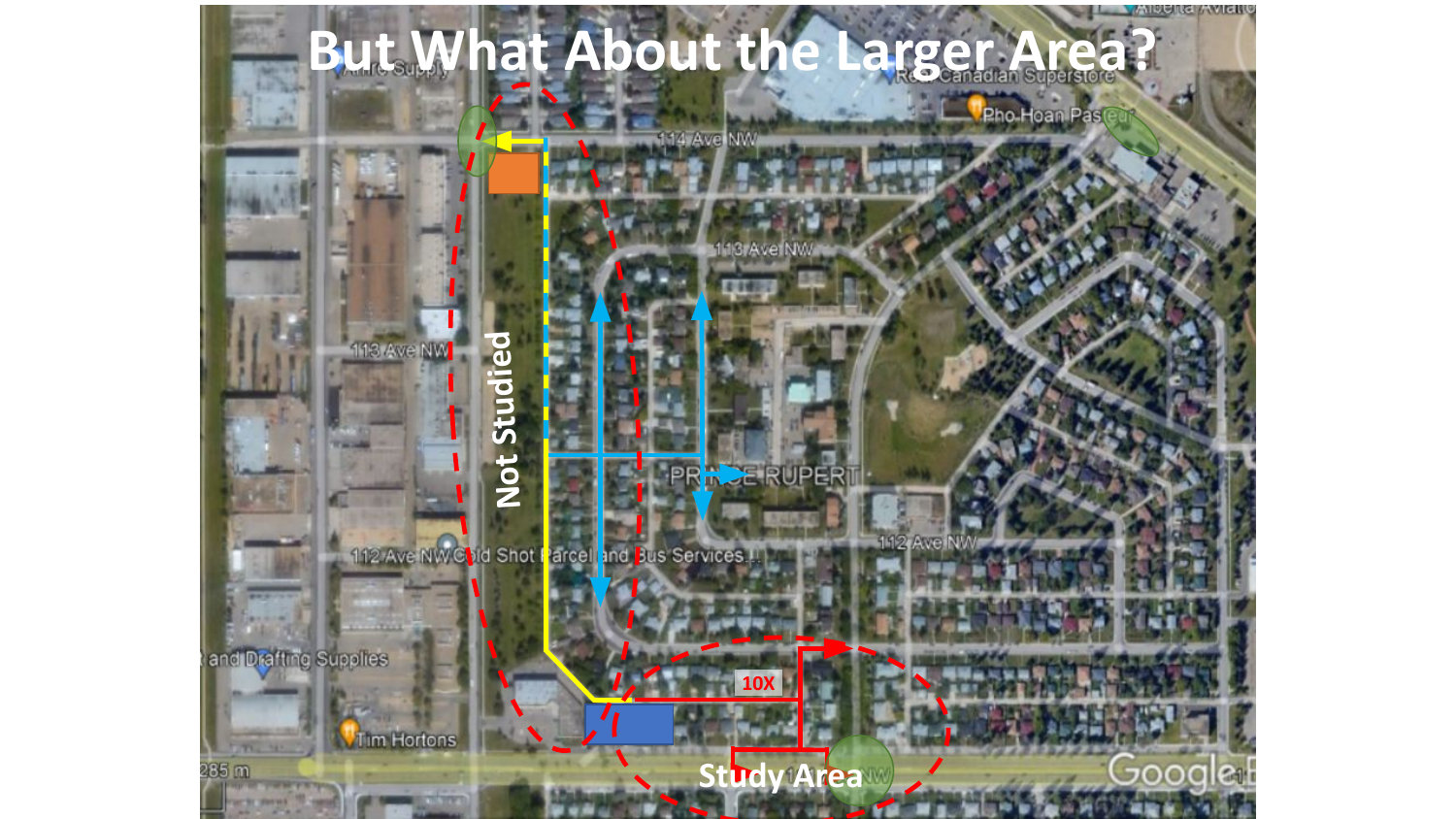# But What About the Larger Area?

Not Studied

10X

Study Area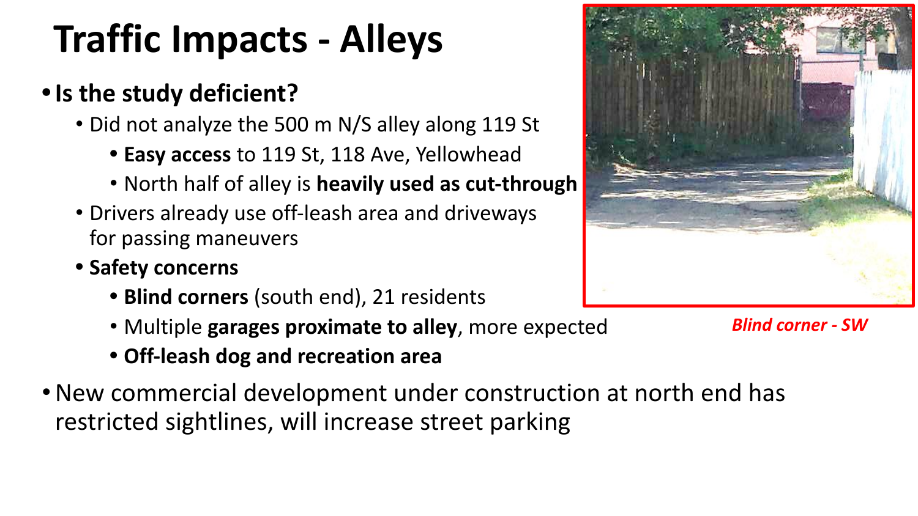# Traffic Impacts - Alleys

- **Is the study deficient?**
  - Did not analyze the 500 m N/S alley along 119 St
    - **Easy access** to 119 St, 118 Ave, Yellowhead
    - North half of alley is **heavily used as cut-through**
  - Drivers already use off-leash area and driveways for passing maneuvers
  - **Safety concerns**
    - **Blind corners** (south end), 21 residents
    - Multiple **garages proximate to alley**, more expected
    - **Off-leash dog and recreation area**
- New commercial development under construction at north end has restricted sightlines, will increase street parking

***Blind corner - SW***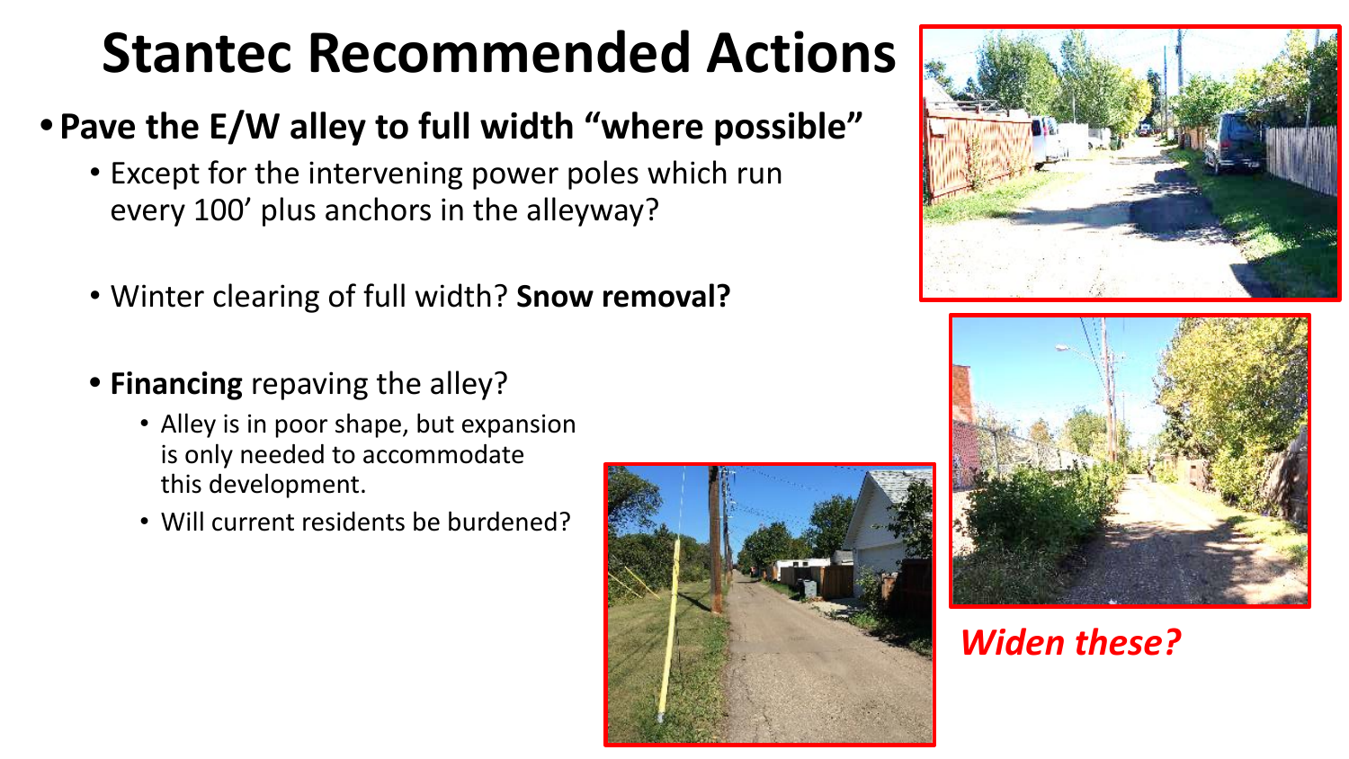# Stantec Recommended Actions

- **Pave the E/W alley to full width "where possible"**
  - Except for the intervening power poles which run every 100' plus anchors in the alleyway?
  - Winter clearing of full width? **Snow removal?**
  - **Financing** repaving the alley?
    - Alley is in poor shape, but expansion is only needed to accommodate this development.
    - Will current residents be burdened?

***Widen these?***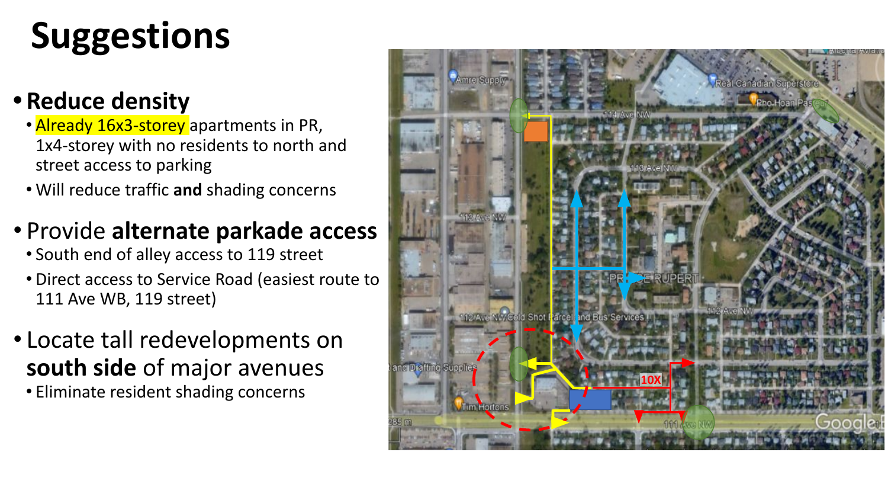# Suggestions

- **Reduce density**
  - Already 16x3-storey apartments in PR, 1x4-storey with no residents to north and street access to parking
  - Will reduce traffic **and** shading concerns
- Provide **alternate parkade access**
  - South end of alley access to 119 street
  - Direct access to Service Road (easiest route to 111 Ave WB, 119 street)
- Locate tall redevelopments on **south side** of major avenues
  - Eliminate resident shading concerns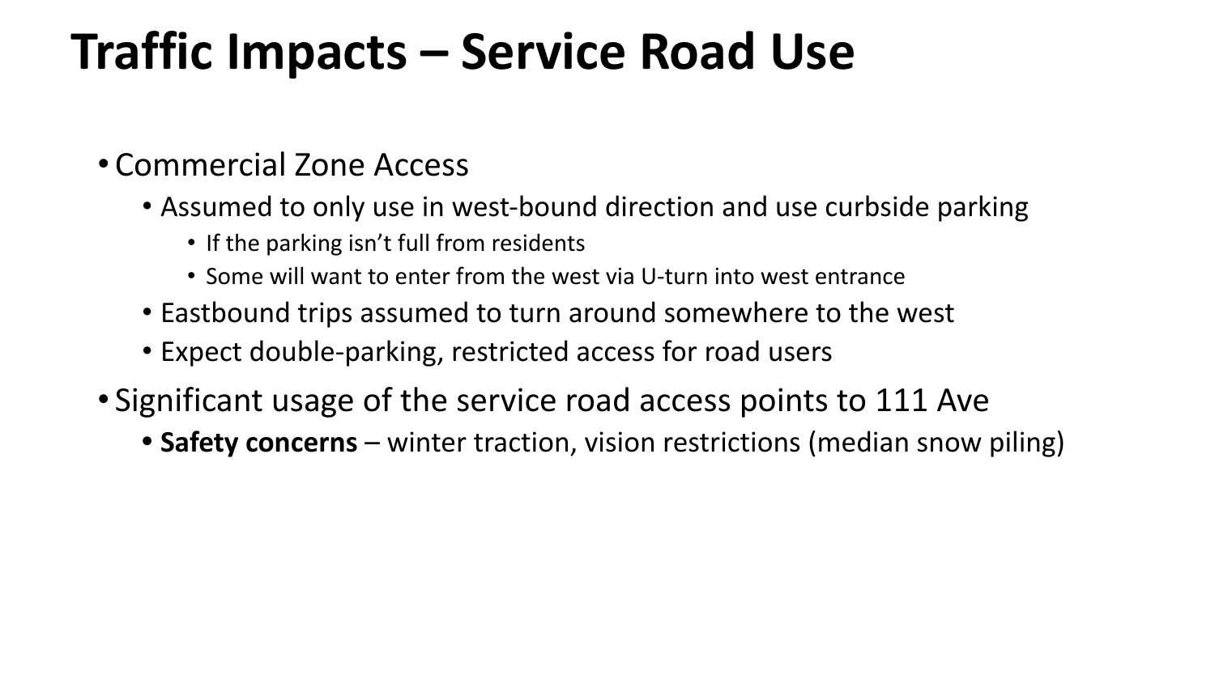# Traffic Impacts – Service Road Use

- Commercial Zone Access
  - Assumed to only use in west-bound direction and use curbside parking
    - If the parking isn't full from residents
    - Some will want to enter from the west via U-turn into west entrance
  - Eastbound trips assumed to turn around somewhere to the west
  - Expect double-parking, restricted access for road users
- Significant usage of the service road access points to 111 Ave
  - **Safety concerns** – winter traction, vision restrictions (median snow piling)